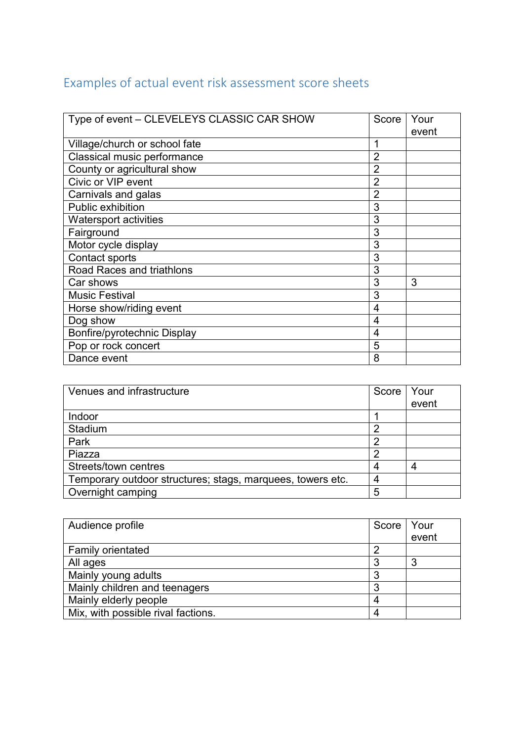## Examples of actual event risk assessment score sheets

| Type of event – CLEVELEYS CLASSIC CAR SHOW | Score | Your event |
|---|---|---|
| Village/church or school fate | 1 | |
| Classical music performance | 2 | |
| County or agricultural show | 2 | |
| Civic or VIP event | 2 | |
| Carnivals and galas | 2 | |
| Public exhibition | 3 | |
| Watersport activities | 3 | |
| Fairground | 3 | |
| Motor cycle display | 3 | |
| Contact sports | 3 | |
| Road Races and triathlons | 3 | |
| Car shows | 3 | 3 |
| Music Festival | 3 | |
| Horse show/riding event | 4 | |
| Dog show | 4 | |
| Bonfire/pyrotechnic Display | 4 | |
| Pop or rock concert | 5 | |
| Dance event | 8 | |

| Venues and infrastructure | Score | Your event |
|---|---|---|
| Indoor | 1 | |
| Stadium | 2 | |
| Park | 2 | |
| Piazza | 2 | |
| Streets/town centres | 4 | 4 |
| Temporary outdoor structures; stags, marquees, towers etc. | 4 | |
| Overnight camping | 5 | |

| Audience profile | Score | Your event |
|---|---|---|
| Family orientated | 2 | |
| All ages | 3 | 3 |
| Mainly young adults | 3 | |
| Mainly children and teenagers | 3 | |
| Mainly elderly people | 4 | |
| Mix, with possible rival factions. | 4 | |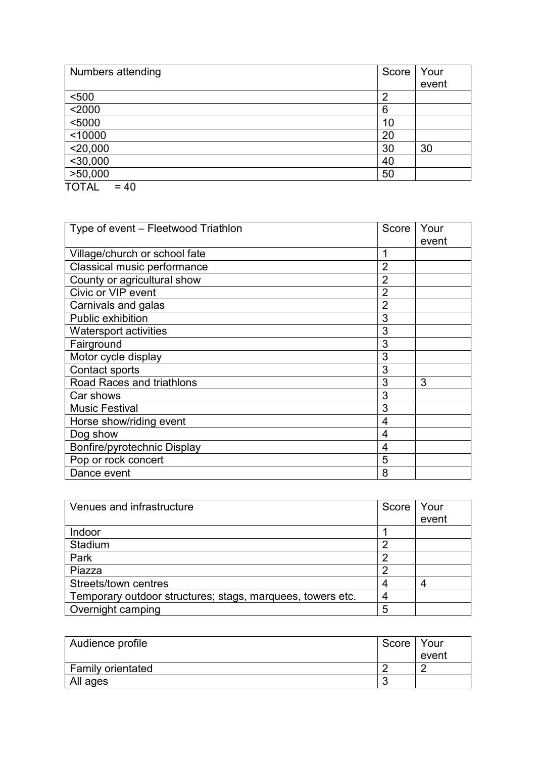| Numbers attending | Score | Your event |
|---|---|---|
| <500 | 2 | |
| <2000 | 6 | |
| <5000 | 10 | |
| <10000 | 20 | |
| <20,000 | 30 | 30 |
| <30,000 | 40 | |
| >50,000 | 50 | |

TOTAL = 40

| Type of event – Fleetwood Triathlon | Score | Your event |
|---|---|---|
| Village/church or school fate | 1 | |
| Classical music performance | 2 | |
| County or agricultural show | 2 | |
| Civic or VIP event | 2 | |
| Carnivals and galas | 2 | |
| Public exhibition | 3 | |
| Watersport activities | 3 | |
| Fairground | 3 | |
| Motor cycle display | 3 | |
| Contact sports | 3 | |
| Road Races and triathlons | 3 | 3 |
| Car shows | 3 | |
| Music Festival | 3 | |
| Horse show/riding event | 4 | |
| Dog show | 4 | |
| Bonfire/pyrotechnic Display | 4 | |
| Pop or rock concert | 5 | |
| Dance event | 8 | |

| Venues and infrastructure | Score | Your event |
|---|---|---|
| Indoor | 1 | |
| Stadium | 2 | |
| Park | 2 | |
| Piazza | 2 | |
| Streets/town centres | 4 | 4 |
| Temporary outdoor structures; stags, marquees, towers etc. | 4 | |
| Overnight camping | 5 | |

| Audience profile | Score | Your event |
|---|---|---|
| Family orientated | 2 | 2 |
| All ages | 3 | |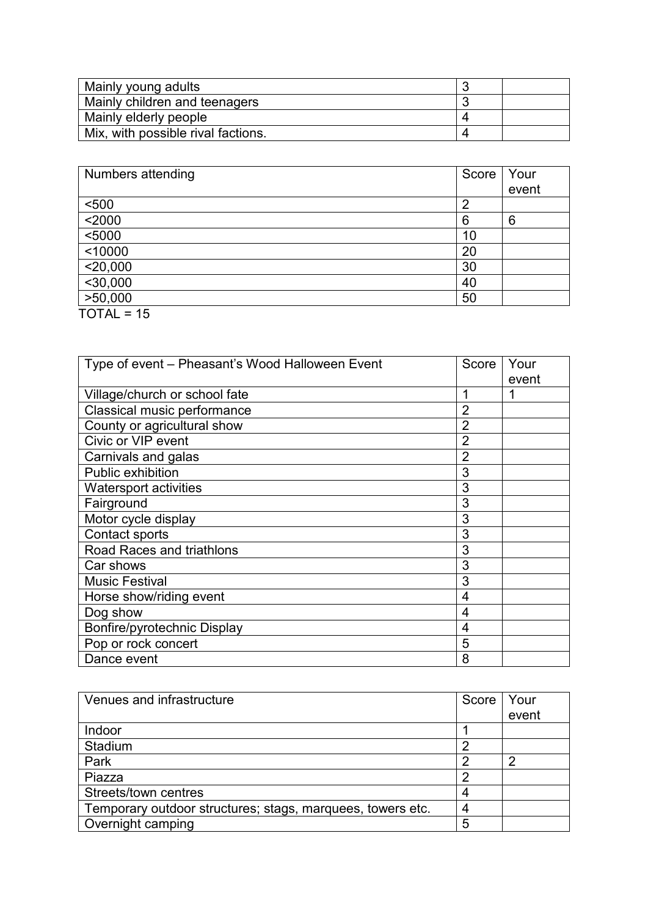| Mainly young adults | 3 | |
|---|---|---|
| Mainly children and teenagers | 3 | |
| Mainly elderly people | 4 | |
| Mix, with possible rival factions. | 4 | |

| Numbers attending | Score | Your event |
|---|---|---|
| <500 | 2 | |
| <2000 | 6 | 6 |
| <5000 | 10 | |
| <10000 | 20 | |
| <20,000 | 30 | |
| <30,000 | 40 | |
| >50,000 | 50 | |

TOTAL = 15

| Type of event – Pheasant's Wood Halloween Event | Score | Your event |
|---|---|---|
| Village/church or school fate | 1 | 1 |
| Classical music performance | 2 | |
| County or agricultural show | 2 | |
| Civic or VIP event | 2 | |
| Carnivals and galas | 2 | |
| Public exhibition | 3 | |
| Watersport activities | 3 | |
| Fairground | 3 | |
| Motor cycle display | 3 | |
| Contact sports | 3 | |
| Road Races and triathlons | 3 | |
| Car shows | 3 | |
| Music Festival | 3 | |
| Horse show/riding event | 4 | |
| Dog show | 4 | |
| Bonfire/pyrotechnic Display | 4 | |
| Pop or rock concert | 5 | |
| Dance event | 8 | |

| Venues and infrastructure | Score | Your event |
|---|---|---|
| Indoor | 1 | |
| Stadium | 2 | |
| Park | 2 | 2 |
| Piazza | 2 | |
| Streets/town centres | 4 | |
| Temporary outdoor structures; stags, marquees, towers etc. | 4 | |
| Overnight camping | 5 | |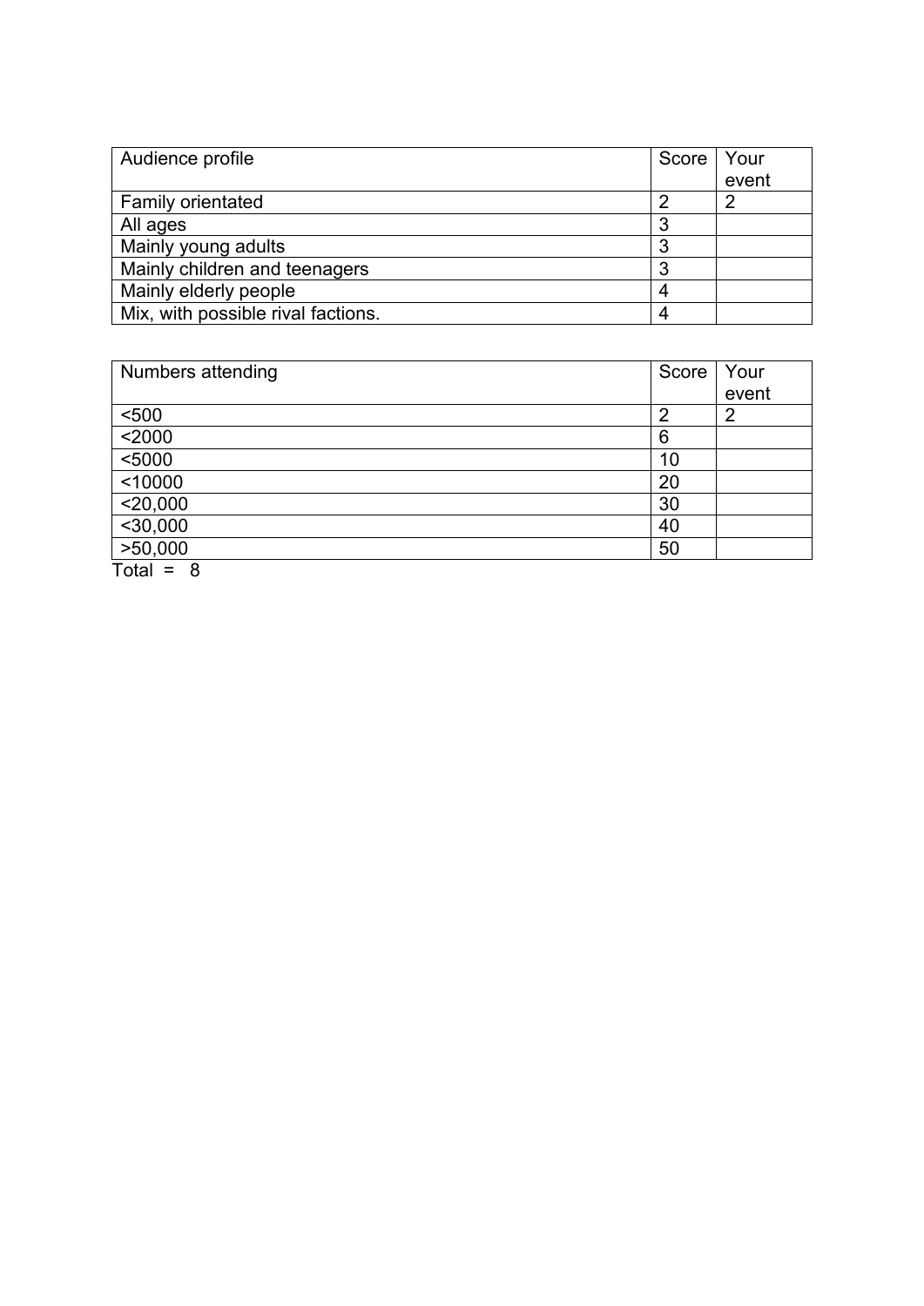| Audience profile | Score | Your event |
|---|---|---|
| Family orientated | 2 | 2 |
| All ages | 3 | |
| Mainly young adults | 3 | |
| Mainly children and teenagers | 3 | |
| Mainly elderly people | 4 | |
| Mix, with possible rival factions. | 4 | |

| Numbers attending | Score | Your event |
|---|---|---|
| <500 | 2 | 2 |
| <2000 | 6 | |
| <5000 | 10 | |
| <10000 | 20 | |
| <20,000 | 30 | |
| <30,000 | 40 | |
| >50,000 | 50 | |

Total = 8